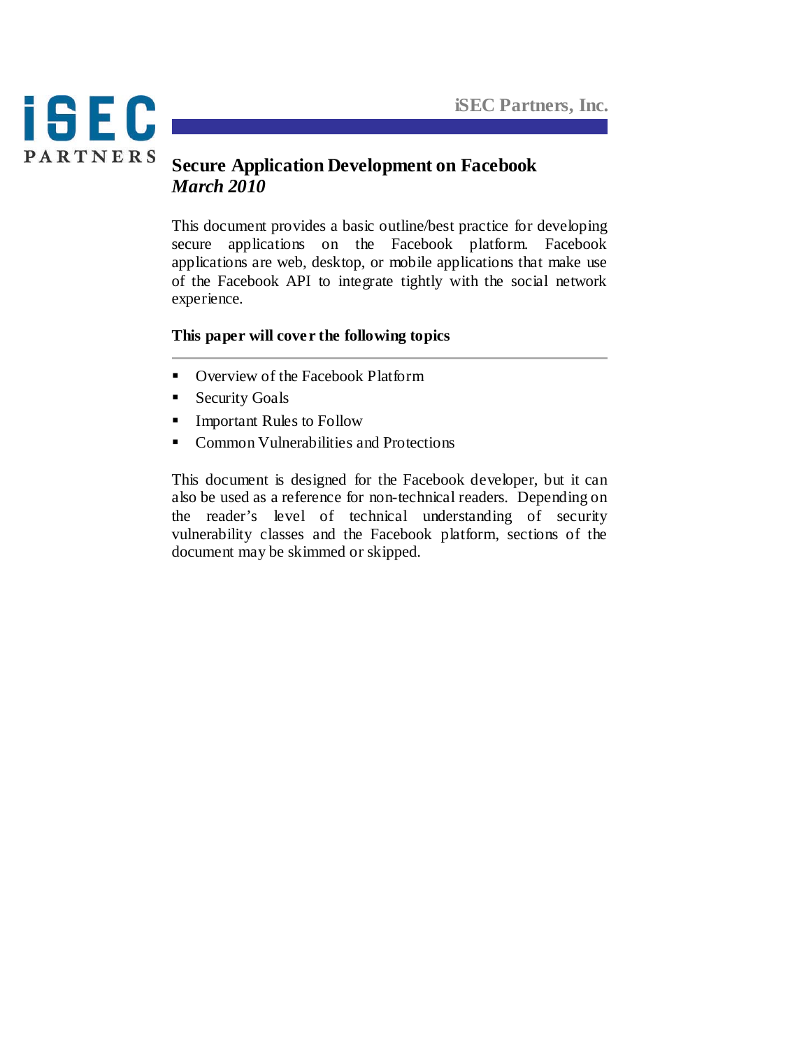iSEC Partners, Inc.

# Secure Application Development on Facebook

*March 2010*

This document provides a basic outline/best practice for developing secure applications on the Facebook platform. Facebook applications are web, desktop, or mobile applications that make use of the Facebook API to integrate tightly with the social network experience.

**This paper will cover the following topics**

- Overview of the Facebook Platform
- Security Goals
- Important Rules to Follow
- Common Vulnerabilities and Protections

This document is designed for the Facebook developer, but it can also be used as a reference for non-technical readers. Depending on the reader's level of technical understanding of security vulnerability classes and the Facebook platform, sections of the document may be skimmed or skipped.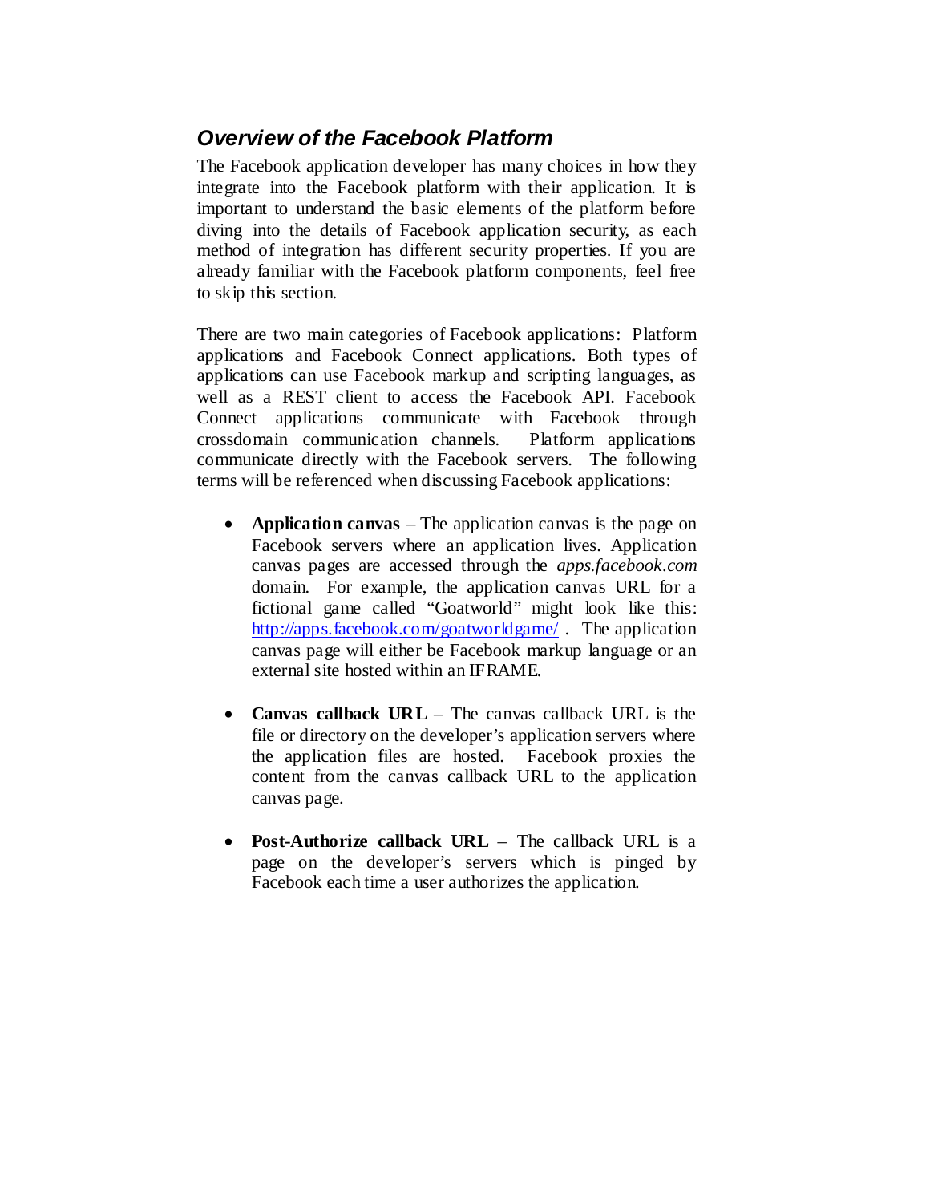## *Overview of the Facebook Platform*

The Facebook application developer has many choices in how they integrate into the Facebook platform with their application. It is important to understand the basic elements of the platform before diving into the details of Facebook application security, as each method of integration has different security properties. If you are already familiar with the Facebook platform components, feel free to skip this section.

There are two main categories of Facebook applications: Platform applications and Facebook Connect applications. Both types of applications can use Facebook markup and scripting languages, as well as a REST client to access the Facebook API. Facebook Connect applications communicate with Facebook through crossdomain communication channels. Platform applications communicate directly with the Facebook servers. The following terms will be referenced when discussing Facebook applications:

- **Application canvas** – The application canvas is the page on Facebook servers where an application lives. Application canvas pages are accessed through the *apps.facebook.com* domain. For example, the application canvas URL for a fictional game called "Goatworld" might look like this: [http://apps.facebook.com/goatworldgame/](http://apps.facebook.com/goatworldgame/) . The application canvas page will either be Facebook markup language or an external site hosted within an IFRAME.

- **Canvas callback URL** – The canvas callback URL is the file or directory on the developer's application servers where the application files are hosted. Facebook proxies the content from the canvas callback URL to the application canvas page.

- **Post-Authorize callback URL** – The callback URL is a page on the developer's servers which is pinged by Facebook each time a user authorizes the application.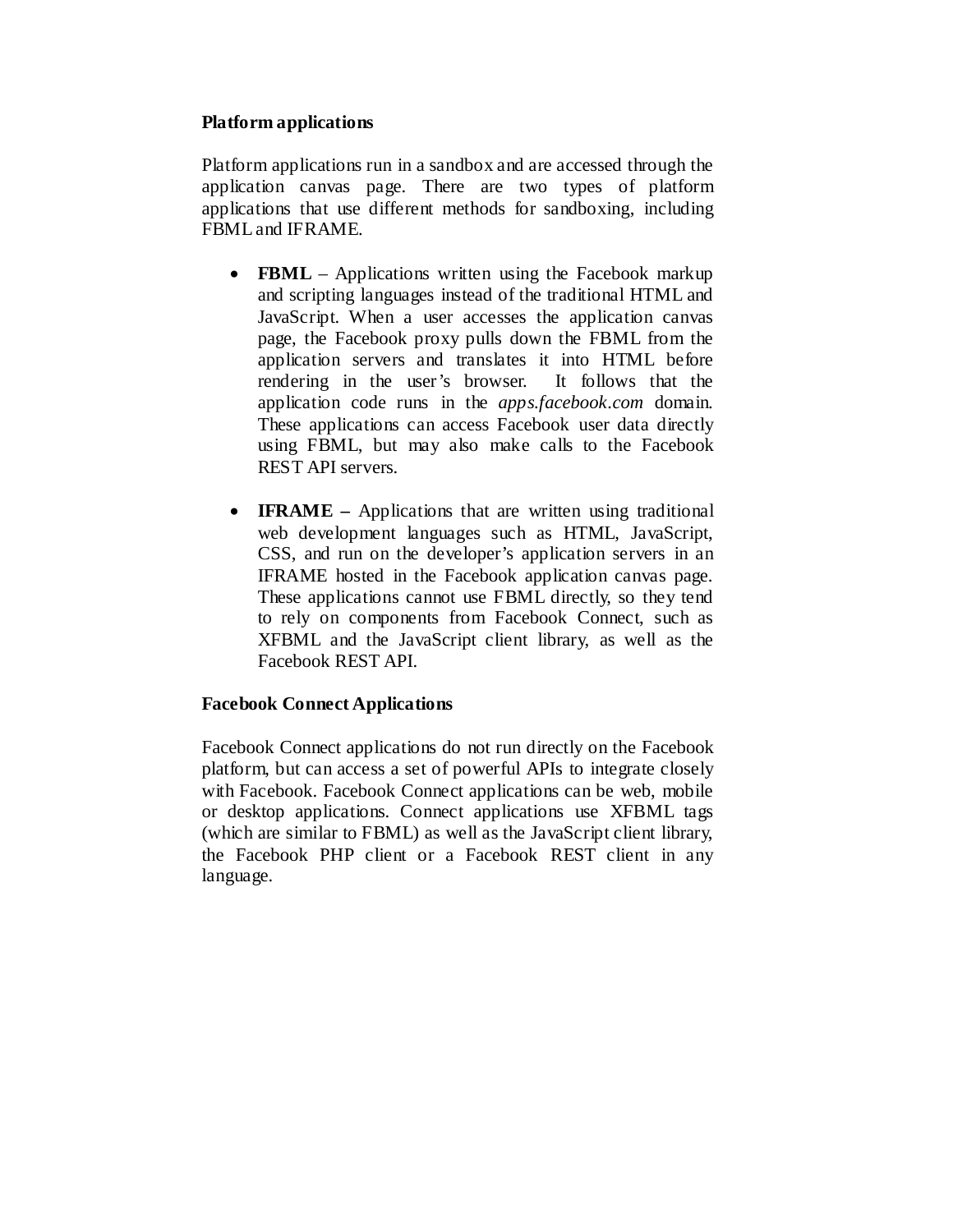**Platform applications**

Platform applications run in a sandbox and are accessed through the application canvas page. There are two types of platform applications that use different methods for sandboxing, including FBML and IFRAME.

- **FBML** – Applications written using the Facebook markup and scripting languages instead of the traditional HTML and JavaScript. When a user accesses the application canvas page, the Facebook proxy pulls down the FBML from the application servers and translates it into HTML before rendering in the user's browser. It follows that the application code runs in the *apps.facebook.com* domain. These applications can access Facebook user data directly using FBML, but may also make calls to the Facebook REST API servers.

- **IFRAME –** Applications that are written using traditional web development languages such as HTML, JavaScript, CSS, and run on the developer's application servers in an IFRAME hosted in the Facebook application canvas page. These applications cannot use FBML directly, so they tend to rely on components from Facebook Connect, such as XFBML and the JavaScript client library, as well as the Facebook REST API.

**Facebook Connect Applications**

Facebook Connect applications do not run directly on the Facebook platform, but can access a set of powerful APIs to integrate closely with Facebook. Facebook Connect applications can be web, mobile or desktop applications. Connect applications use XFBML tags (which are similar to FBML) as well as the JavaScript client library, the Facebook PHP client or a Facebook REST client in any language.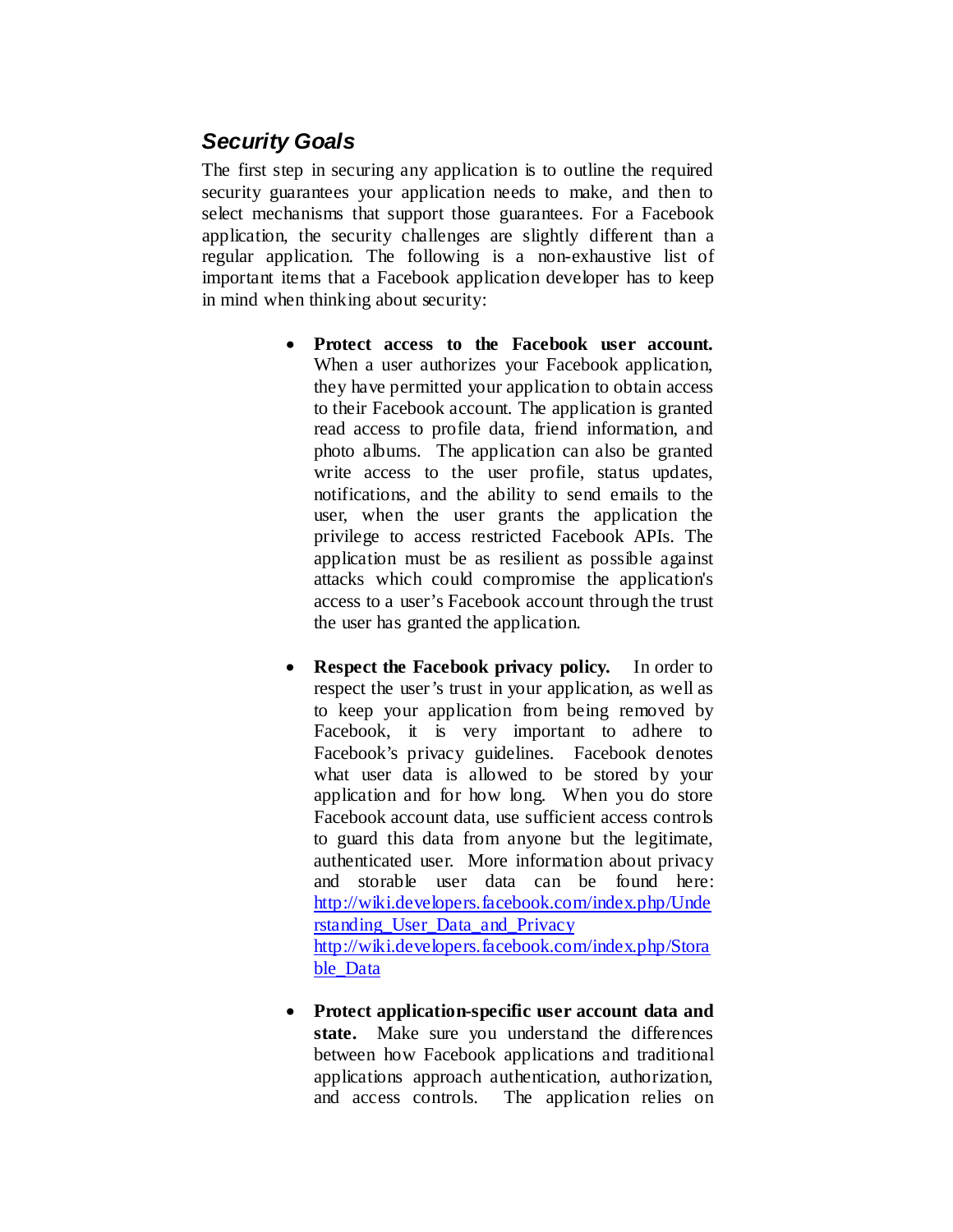## *Security Goals*

The first step in securing any application is to outline the required security guarantees your application needs to make, and then to select mechanisms that support those guarantees. For a Facebook application, the security challenges are slightly different than a regular application. The following is a non-exhaustive list of important items that a Facebook application developer has to keep in mind when thinking about security:

- **Protect access to the Facebook user account.** When a user authorizes your Facebook application, they have permitted your application to obtain access to their Facebook account. The application is granted read access to profile data, friend information, and photo albums. The application can also be granted write access to the user profile, status updates, notifications, and the ability to send emails to the user, when the user grants the application the privilege to access restricted Facebook APIs. The application must be as resilient as possible against attacks which could compromise the application's access to a user's Facebook account through the trust the user has granted the application.

- **Respect the Facebook privacy policy.** In order to respect the user's trust in your application, as well as to keep your application from being removed by Facebook, it is very important to adhere to Facebook's privacy guidelines. Facebook denotes what user data is allowed to be stored by your application and for how long. When you do store Facebook account data, use sufficient access controls to guard this data from anyone but the legitimate, authenticated user. More information about privacy and storable user data can be found here: http://wiki.developers.facebook.com/index.php/Understanding_User_Data_and_Privacy http://wiki.developers.facebook.com/index.php/Storable_Data

- **Protect application-specific user account data and state.** Make sure you understand the differences between how Facebook applications and traditional applications approach authentication, authorization, and access controls. The application relies on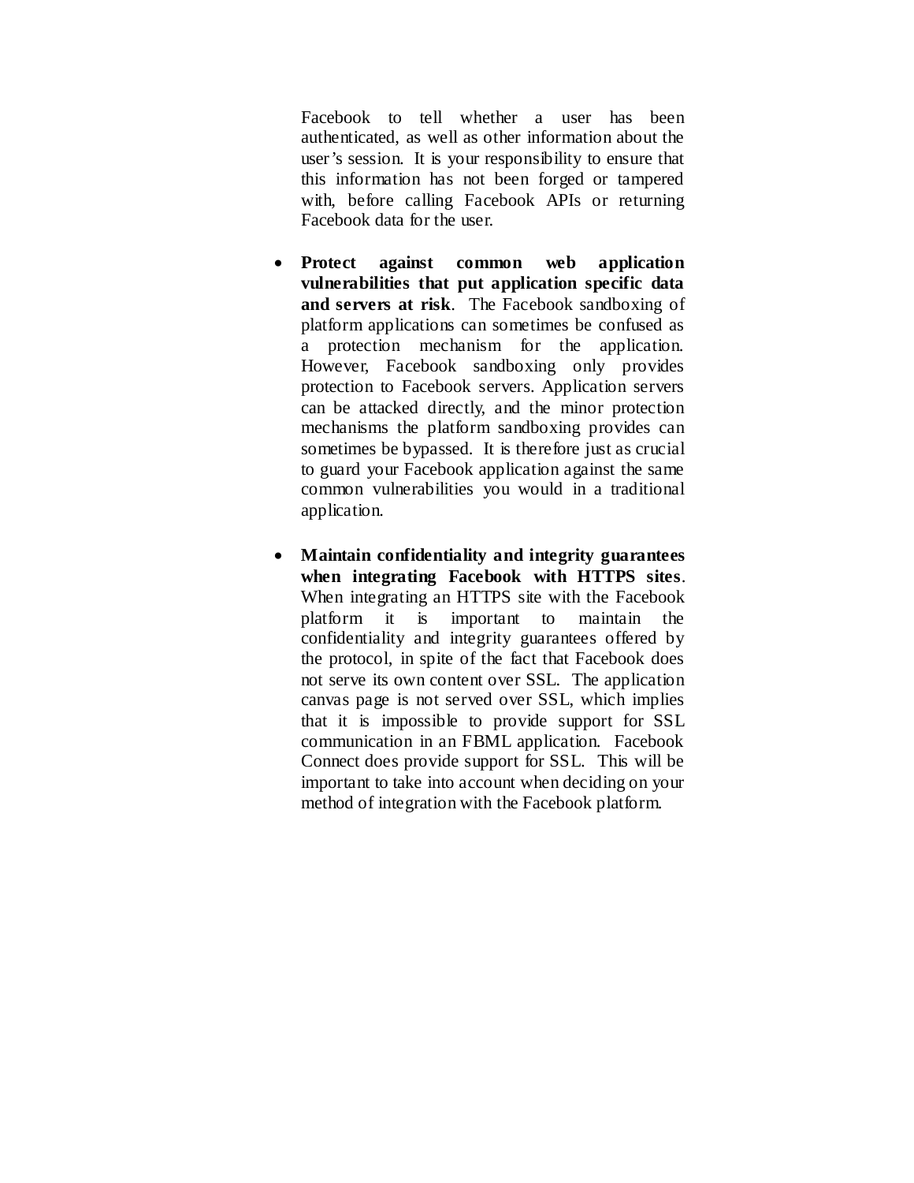Facebook to tell whether a user has been authenticated, as well as other information about the user's session. It is your responsibility to ensure that this information has not been forged or tampered with, before calling Facebook APIs or returning Facebook data for the user.

- **Protect against common web application vulnerabilities that put application specific data and servers at risk**. The Facebook sandboxing of platform applications can sometimes be confused as a protection mechanism for the application. However, Facebook sandboxing only provides protection to Facebook servers. Application servers can be attacked directly, and the minor protection mechanisms the platform sandboxing provides can sometimes be bypassed. It is therefore just as crucial to guard your Facebook application against the same common vulnerabilities you would in a traditional application.

- **Maintain confidentiality and integrity guarantees when integrating Facebook with HTTPS sites**. When integrating an HTTPS site with the Facebook platform it is important to maintain the confidentiality and integrity guarantees offered by the protocol, in spite of the fact that Facebook does not serve its own content over SSL. The application canvas page is not served over SSL, which implies that it is impossible to provide support for SSL communication in an FBML application. Facebook Connect does provide support for SSL. This will be important to take into account when deciding on your method of integration with the Facebook platform.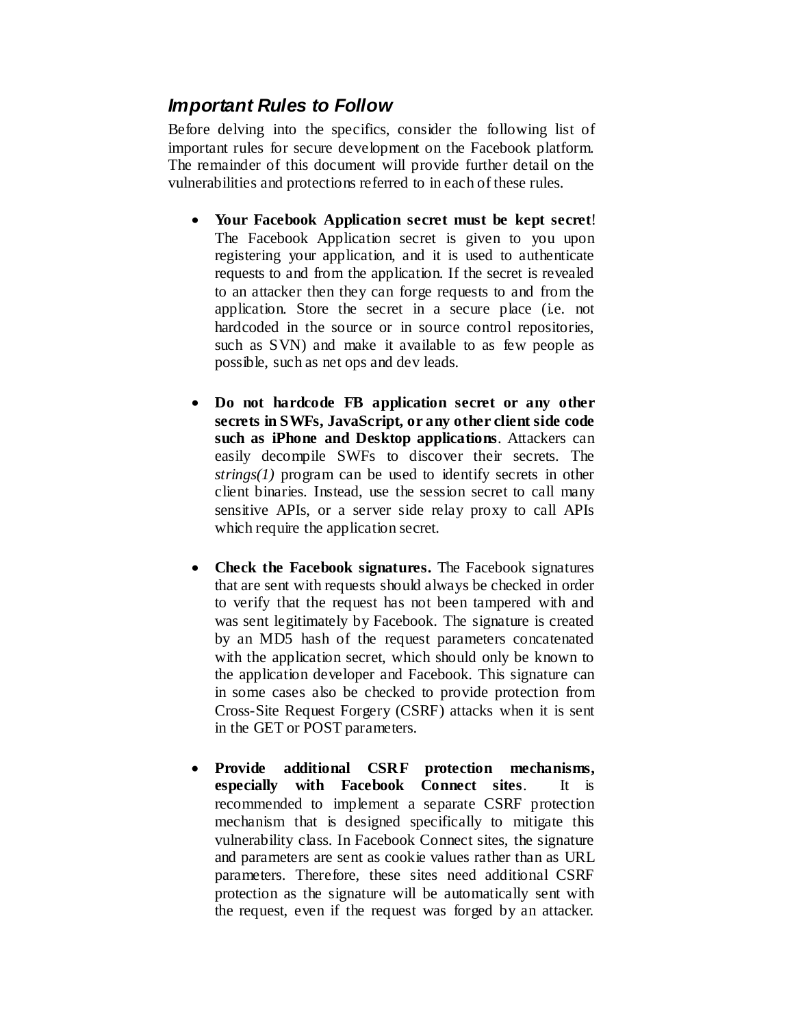### *Important Rules to Follow*

Before delving into the specifics, consider the following list of important rules for secure development on the Facebook platform. The remainder of this document will provide further detail on the vulnerabilities and protections referred to in each of these rules.

- **Your Facebook Application secret must be kept secret**! The Facebook Application secret is given to you upon registering your application, and it is used to authenticate requests to and from the application. If the secret is revealed to an attacker then they can forge requests to and from the application. Store the secret in a secure place (i.e. not hardcoded in the source or in source control repositories, such as SVN) and make it available to as few people as possible, such as net ops and dev leads.

- **Do not hardcode FB application secret or any other secrets in SWFs, JavaScript, or any other client side code such as iPhone and Desktop applications**. Attackers can easily decompile SWFs to discover their secrets. The *strings(1)* program can be used to identify secrets in other client binaries. Instead, use the session secret to call many sensitive APIs, or a server side relay proxy to call APIs which require the application secret.

- **Check the Facebook signatures.** The Facebook signatures that are sent with requests should always be checked in order to verify that the request has not been tampered with and was sent legitimately by Facebook. The signature is created by an MD5 hash of the request parameters concatenated with the application secret, which should only be known to the application developer and Facebook. This signature can in some cases also be checked to provide protection from Cross-Site Request Forgery (CSRF) attacks when it is sent in the GET or POST parameters.

- **Provide additional CSRF protection mechanisms, especially with Facebook Connect sites**. It is recommended to implement a separate CSRF protection mechanism that is designed specifically to mitigate this vulnerability class. In Facebook Connect sites, the signature and parameters are sent as cookie values rather than as URL parameters. Therefore, these sites need additional CSRF protection as the signature will be automatically sent with the request, even if the request was forged by an attacker.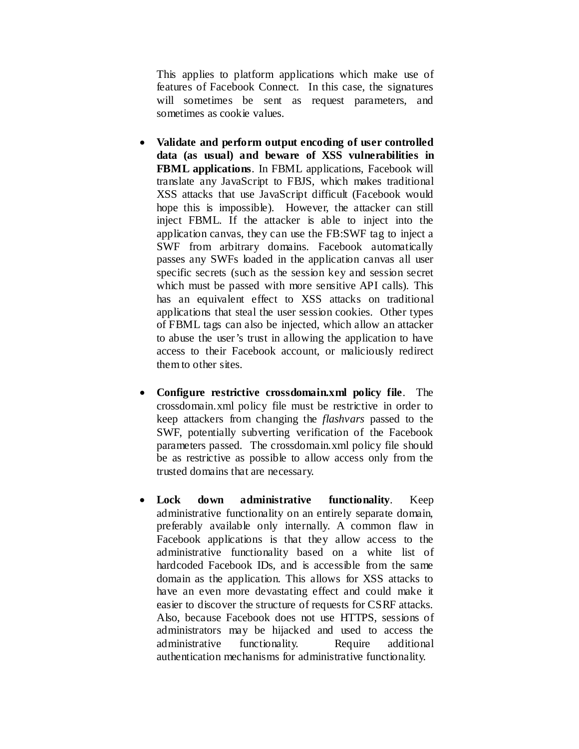This applies to platform applications which make use of features of Facebook Connect. In this case, the signatures will sometimes be sent as request parameters, and sometimes as cookie values.

- **Validate and perform output encoding of user controlled data (as usual) and beware of XSS vulnerabilities in FBML applications**. In FBML applications, Facebook will translate any JavaScript to FBJS, which makes traditional XSS attacks that use JavaScript difficult (Facebook would hope this is impossible). However, the attacker can still inject FBML. If the attacker is able to inject into the application canvas, they can use the FB:SWF tag to inject a SWF from arbitrary domains. Facebook automatically passes any SWFs loaded in the application canvas all user specific secrets (such as the session key and session secret which must be passed with more sensitive API calls). This has an equivalent effect to XSS attacks on traditional applications that steal the user session cookies. Other types of FBML tags can also be injected, which allow an attacker to abuse the user's trust in allowing the application to have access to their Facebook account, or maliciously redirect them to other sites.

- **Configure restrictive crossdomain.xml policy file**. The crossdomain.xml policy file must be restrictive in order to keep attackers from changing the *flashvars* passed to the SWF, potentially subverting verification of the Facebook parameters passed. The crossdomain.xml policy file should be as restrictive as possible to allow access only from the trusted domains that are necessary.

- **Lock down administrative functionality**. Keep administrative functionality on an entirely separate domain, preferably available only internally. A common flaw in Facebook applications is that they allow access to the administrative functionality based on a white list of hardcoded Facebook IDs, and is accessible from the same domain as the application. This allows for XSS attacks to have an even more devastating effect and could make it easier to discover the structure of requests for CSRF attacks. Also, because Facebook does not use HTTPS, sessions of administrators may be hijacked and used to access the administrative functionality. Require additional authentication mechanisms for administrative functionality.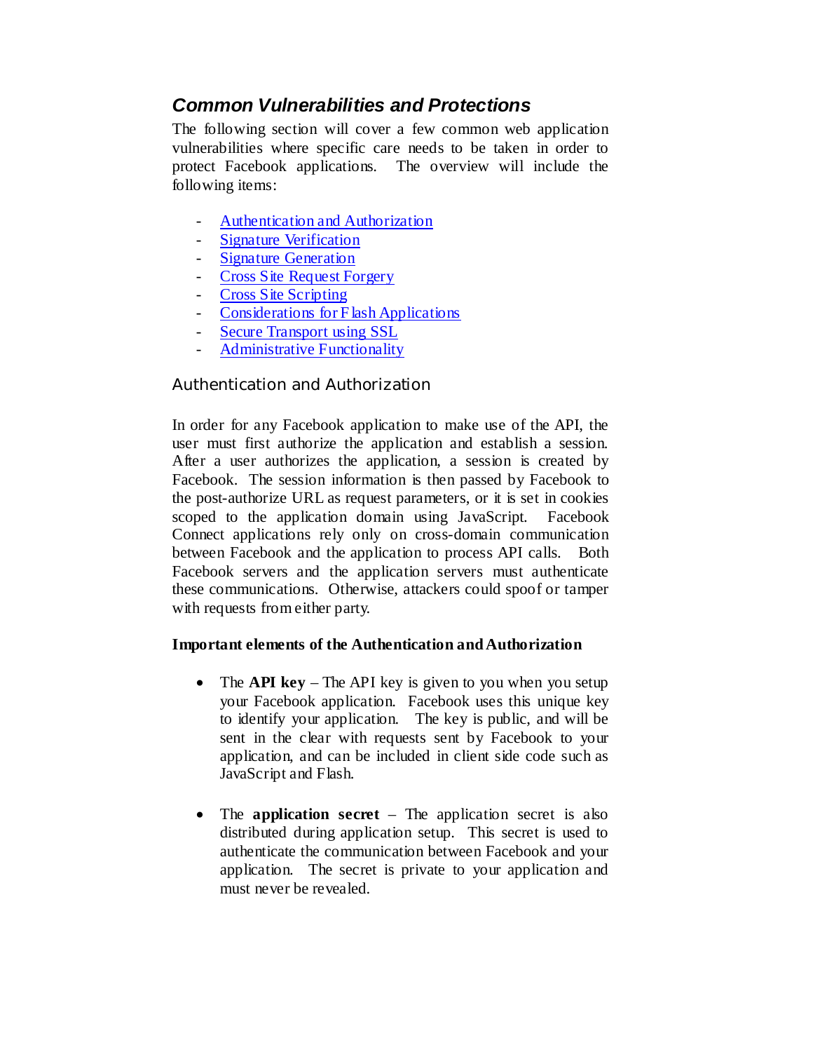## *Common Vulnerabilities and Protections*

The following section will cover a few common web application vulnerabilities where specific care needs to be taken in order to protect Facebook applications. The overview will include the following items:

- Authentication and Authorization
- Signature Verification
- Signature Generation
- Cross Site Request Forgery
- Cross Site Scripting
- Considerations for Flash Applications
- Secure Transport using SSL
- Administrative Functionality

### Authentication and Authorization

In order for any Facebook application to make use of the API, the user must first authorize the application and establish a session. After a user authorizes the application, a session is created by Facebook. The session information is then passed by Facebook to the post-authorize URL as request parameters, or it is set in cookies scoped to the application domain using JavaScript. Facebook Connect applications rely only on cross-domain communication between Facebook and the application to process API calls. Both Facebook servers and the application servers must authenticate these communications. Otherwise, attackers could spoof or tamper with requests from either party.

**Important elements of the Authentication and Authorization**

- The **API key** – The API key is given to you when you setup your Facebook application. Facebook uses this unique key to identify your application. The key is public, and will be sent in the clear with requests sent by Facebook to your application, and can be included in client side code such as JavaScript and Flash.

- The **application secret** – The application secret is also distributed during application setup. This secret is used to authenticate the communication between Facebook and your application. The secret is private to your application and must never be revealed.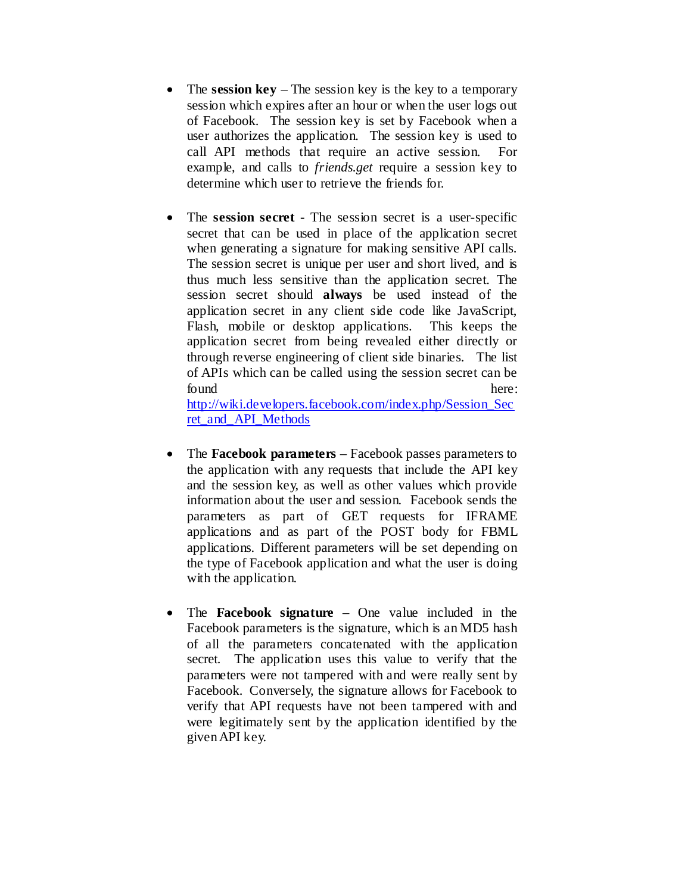- The **session key** – The session key is the key to a temporary session which expires after an hour or when the user logs out of Facebook. The session key is set by Facebook when a user authorizes the application. The session key is used to call API methods that require an active session. For example, and calls to *friends.get* require a session key to determine which user to retrieve the friends for.

- The **session secret** - The session secret is a user-specific secret that can be used in place of the application secret when generating a signature for making sensitive API calls. The session secret is unique per user and short lived, and is thus much less sensitive than the application secret. The session secret should **always** be used instead of the application secret in any client side code like JavaScript, Flash, mobile or desktop applications. This keeps the application secret from being revealed either directly or through reverse engineering of client side binaries. The list of APIs which can be called using the session secret can be found here: [http://wiki.developers.facebook.com/index.php/Session_Secret_and_API_Methods](http://wiki.developers.facebook.com/index.php/Session_Secret_and_API_Methods)

- The **Facebook parameters** – Facebook passes parameters to the application with any requests that include the API key and the session key, as well as other values which provide information about the user and session. Facebook sends the parameters as part of GET requests for IFRAME applications and as part of the POST body for FBML applications. Different parameters will be set depending on the type of Facebook application and what the user is doing with the application.

- The **Facebook signature** – One value included in the Facebook parameters is the signature, which is an MD5 hash of all the parameters concatenated with the application secret. The application uses this value to verify that the parameters were not tampered with and were really sent by Facebook. Conversely, the signature allows for Facebook to verify that API requests have not been tampered with and were legitimately sent by the application identified by the given API key.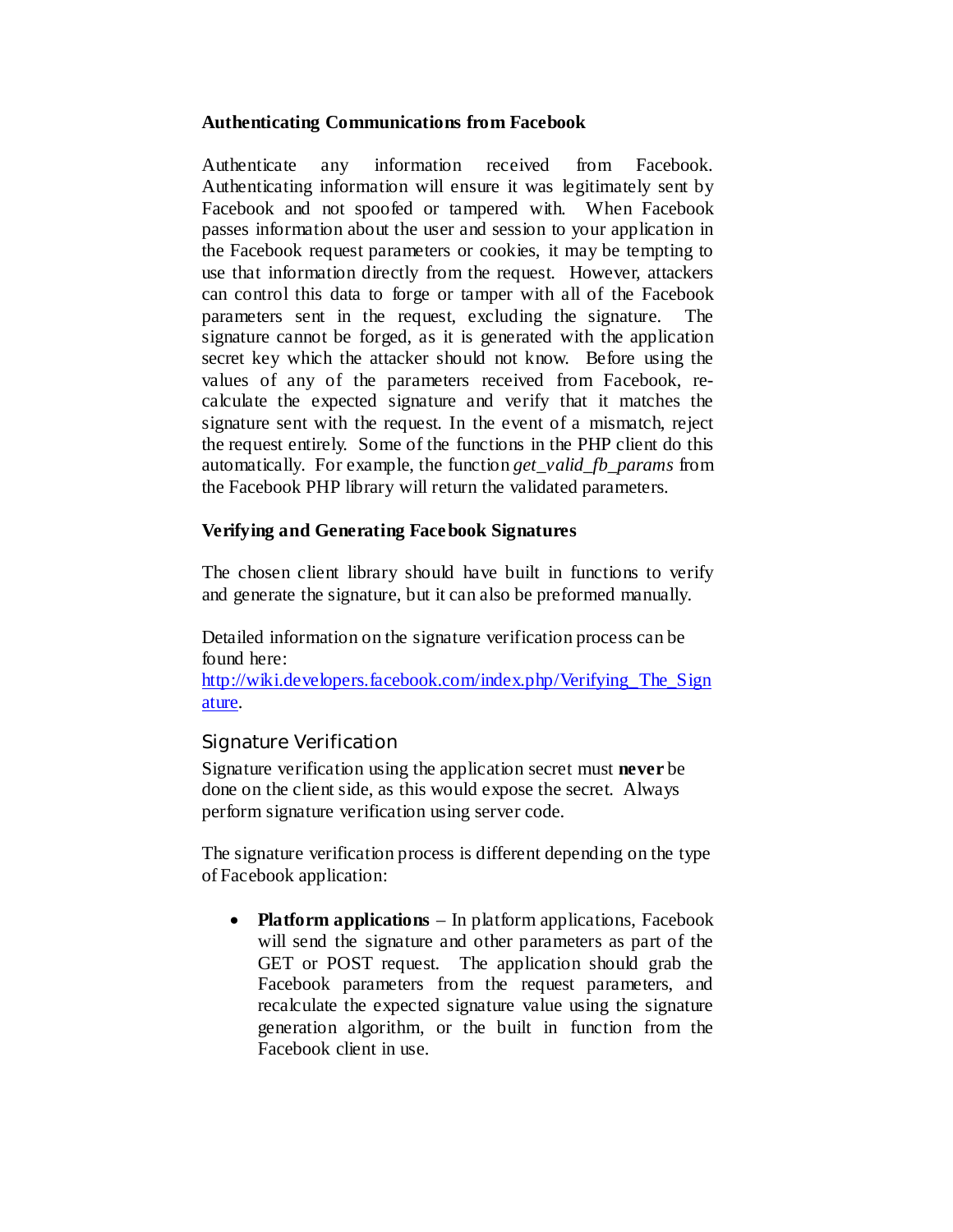### Authenticating Communications from Facebook

Authenticate any information received from Facebook. Authenticating information will ensure it was legitimately sent by Facebook and not spoofed or tampered with. When Facebook passes information about the user and session to your application in the Facebook request parameters or cookies, it may be tempting to use that information directly from the request. However, attackers can control this data to forge or tamper with all of the Facebook parameters sent in the request, excluding the signature. The signature cannot be forged, as it is generated with the application secret key which the attacker should not know. Before using the values of any of the parameters received from Facebook, re-calculate the expected signature and verify that it matches the signature sent with the request. In the event of a mismatch, reject the request entirely. Some of the functions in the PHP client do this automatically. For example, the function *get_valid_fb_params* from the Facebook PHP library will return the validated parameters.

### Verifying and Generating Facebook Signatures

The chosen client library should have built in functions to verify and generate the signature, but it can also be preformed manually.

Detailed information on the signature verification process can be found here: [http://wiki.developers.facebook.com/index.php/Verifying_The_Signature](http://wiki.developers.facebook.com/index.php/Verifying_The_Signature).

#### Signature Verification

Signature verification using the application secret must **never** be done on the client side, as this would expose the secret. Always perform signature verification using server code.

The signature verification process is different depending on the type of Facebook application:

- **Platform applications** – In platform applications, Facebook will send the signature and other parameters as part of the GET or POST request. The application should grab the Facebook parameters from the request parameters, and recalculate the expected signature value using the signature generation algorithm, or the built in function from the Facebook client in use.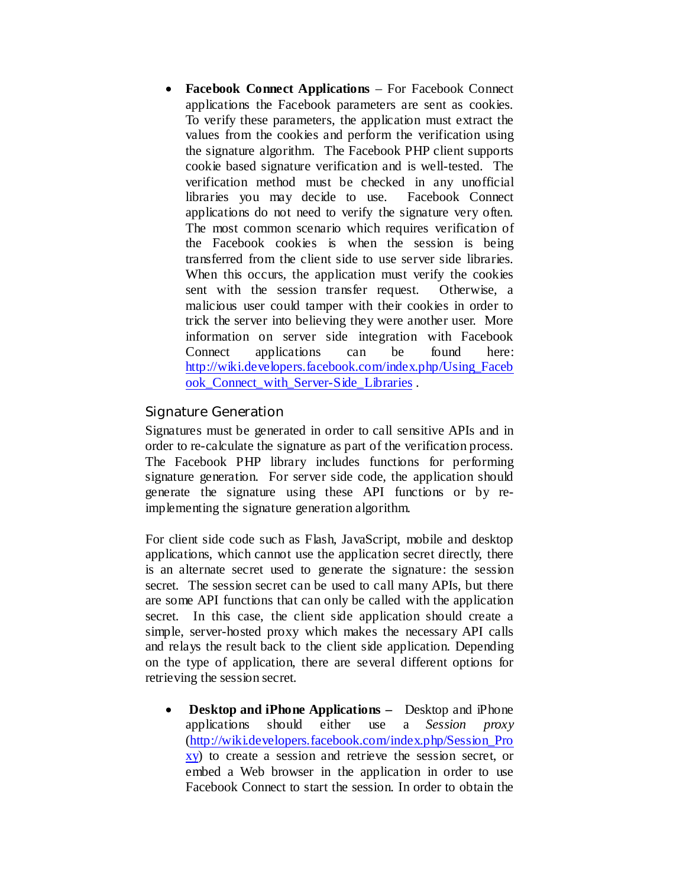- **Facebook Connect Applications** – For Facebook Connect applications the Facebook parameters are sent as cookies. To verify these parameters, the application must extract the values from the cookies and perform the verification using the signature algorithm. The Facebook PHP client supports cookie based signature verification and is well-tested. The verification method must be checked in any unofficial libraries you may decide to use. Facebook Connect applications do not need to verify the signature very often. The most common scenario which requires verification of the Facebook cookies is when the session is being transferred from the client side to use server side libraries. When this occurs, the application must verify the cookies sent with the session transfer request. Otherwise, a malicious user could tamper with their cookies in order to trick the server into believing they were another user. More information on server side integration with Facebook Connect applications can be found here: http://wiki.developers.facebook.com/index.php/Using_Facebook_Connect_with_Server-Side_Libraries .

### Signature Generation

Signatures must be generated in order to call sensitive APIs and in order to re-calculate the signature as part of the verification process. The Facebook PHP library includes functions for performing signature generation. For server side code, the application should generate the signature using these API functions or by re-implementing the signature generation algorithm.

For client side code such as Flash, JavaScript, mobile and desktop applications, which cannot use the application secret directly, there is an alternate secret used to generate the signature: the session secret. The session secret can be used to call many APIs, but there are some API functions that can only be called with the application secret. In this case, the client side application should create a simple, server-hosted proxy which makes the necessary API calls and relays the result back to the client side application. Depending on the type of application, there are several different options for retrieving the session secret.

- **Desktop and iPhone Applications –** Desktop and iPhone applications should either use a *Session proxy* (http://wiki.developers.facebook.com/index.php/Session_Proxy) to create a session and retrieve the session secret, or embed a Web browser in the application in order to use Facebook Connect to start the session. In order to obtain the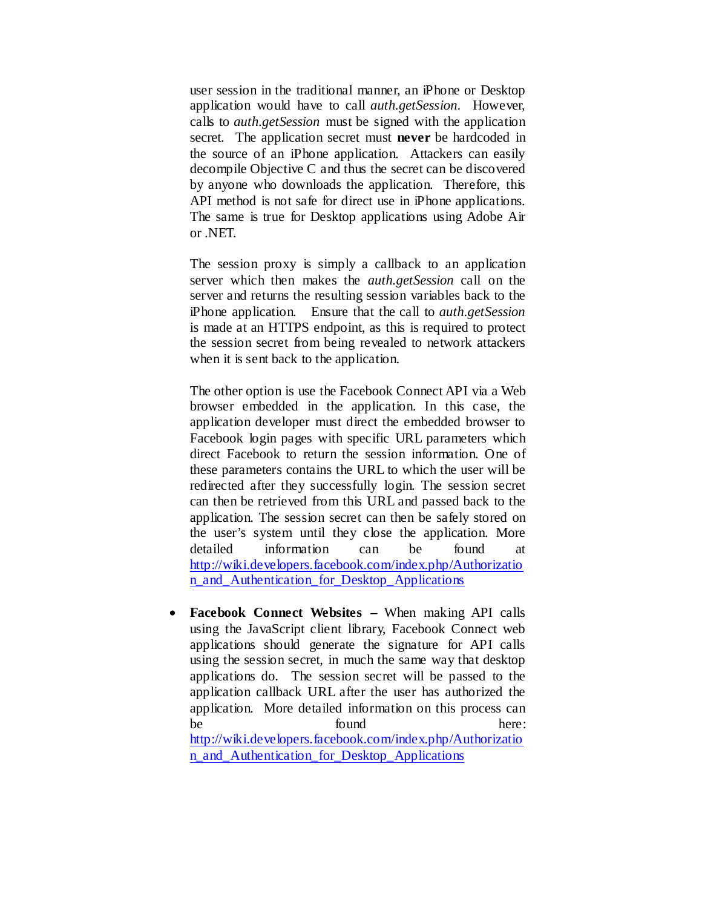user session in the traditional manner, an iPhone or Desktop application would have to call *auth.getSession*. However, calls to *auth.getSession* must be signed with the application secret. The application secret must **never** be hardcoded in the source of an iPhone application. Attackers can easily decompile Objective C and thus the secret can be discovered by anyone who downloads the application. Therefore, this API method is not safe for direct use in iPhone applications. The same is true for Desktop applications using Adobe Air or .NET.

The session proxy is simply a callback to an application server which then makes the *auth.getSession* call on the server and returns the resulting session variables back to the iPhone application. Ensure that the call to *auth.getSession* is made at an HTTPS endpoint, as this is required to protect the session secret from being revealed to network attackers when it is sent back to the application.

The other option is use the Facebook Connect API via a Web browser embedded in the application. In this case, the application developer must direct the embedded browser to Facebook login pages with specific URL parameters which direct Facebook to return the session information. One of these parameters contains the URL to which the user will be redirected after they successfully login. The session secret can then be retrieved from this URL and passed back to the application. The session secret can then be safely stored on the user's system until they close the application. More detailed information can be found at [http://wiki.developers.facebook.com/index.php/Authorization_and_Authentication_for_Desktop_Applications](http://wiki.developers.facebook.com/index.php/Authorization_and_Authentication_for_Desktop_Applications)

- **Facebook Connect Websites –** When making API calls using the JavaScript client library, Facebook Connect web applications should generate the signature for API calls using the session secret, in much the same way that desktop applications do. The session secret will be passed to the application callback URL after the user has authorized the application. More detailed information on this process can be found here: [http://wiki.developers.facebook.com/index.php/Authorization_and_Authentication_for_Desktop_Applications](http://wiki.developers.facebook.com/index.php/Authorization_and_Authentication_for_Desktop_Applications)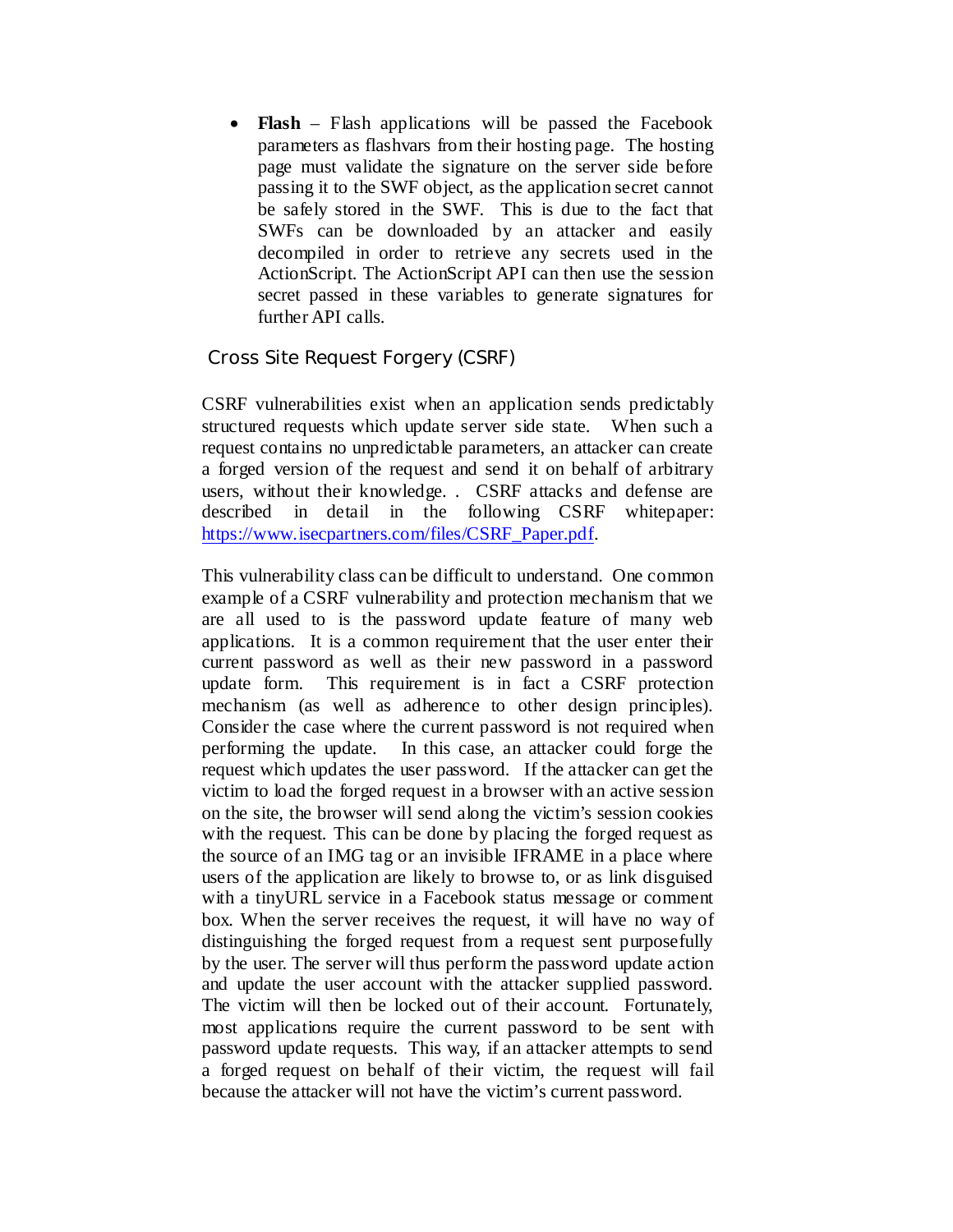- **Flash** – Flash applications will be passed the Facebook parameters as flashvars from their hosting page. The hosting page must validate the signature on the server side before passing it to the SWF object, as the application secret cannot be safely stored in the SWF. This is due to the fact that SWFs can be downloaded by an attacker and easily decompiled in order to retrieve any secrets used in the ActionScript. The ActionScript API can then use the session secret passed in these variables to generate signatures for further API calls.

## Cross Site Request Forgery (CSRF)

CSRF vulnerabilities exist when an application sends predictably structured requests which update server side state. When such a request contains no unpredictable parameters, an attacker can create a forged version of the request and send it on behalf of arbitrary users, without their knowledge. . CSRF attacks and defense are described in detail in the following CSRF whitepaper: [https://www.isecpartners.com/files/CSRF_Paper.pdf](https://www.isecpartners.com/files/CSRF_Paper.pdf).

This vulnerability class can be difficult to understand. One common example of a CSRF vulnerability and protection mechanism that we are all used to is the password update feature of many web applications. It is a common requirement that the user enter their current password as well as their new password in a password update form. This requirement is in fact a CSRF protection mechanism (as well as adherence to other design principles). Consider the case where the current password is not required when performing the update. In this case, an attacker could forge the request which updates the user password. If the attacker can get the victim to load the forged request in a browser with an active session on the site, the browser will send along the victim's session cookies with the request. This can be done by placing the forged request as the source of an IMG tag or an invisible IFRAME in a place where users of the application are likely to browse to, or as link disguised with a tinyURL service in a Facebook status message or comment box. When the server receives the request, it will have no way of distinguishing the forged request from a request sent purposefully by the user. The server will thus perform the password update action and update the user account with the attacker supplied password. The victim will then be locked out of their account. Fortunately, most applications require the current password to be sent with password update requests. This way, if an attacker attempts to send a forged request on behalf of their victim, the request will fail because the attacker will not have the victim's current password.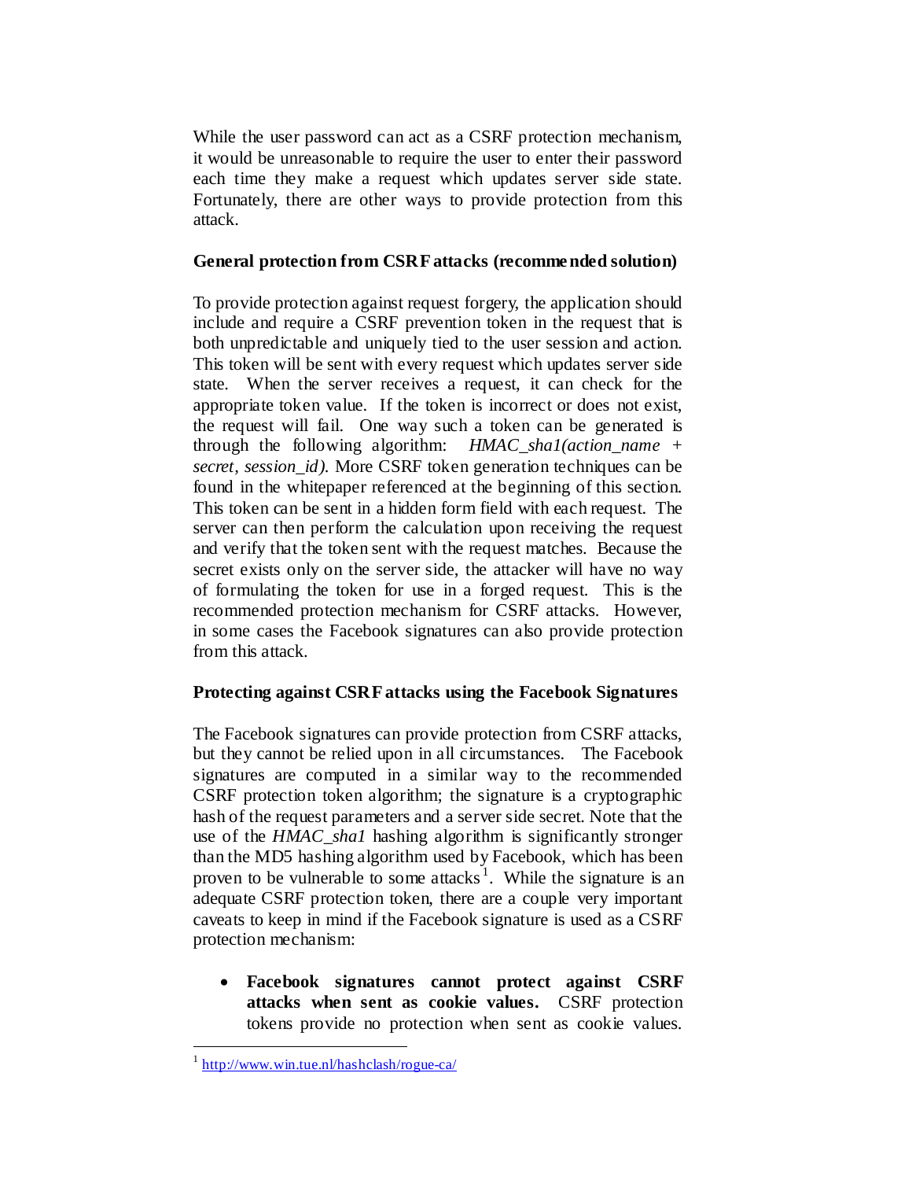While the user password can act as a CSRF protection mechanism, it would be unreasonable to require the user to enter their password each time they make a request which updates server side state. Fortunately, there are other ways to provide protection from this attack.

**General protection from CSRF attacks (recommended solution)**

To provide protection against request forgery, the application should include and require a CSRF prevention token in the request that is both unpredictable and uniquely tied to the user session and action. This token will be sent with every request which updates server side state. When the server receives a request, it can check for the appropriate token value. If the token is incorrect or does not exist, the request will fail. One way such a token can be generated is through the following algorithm: *HMAC_sha1(action_name + secret, session_id)*. More CSRF token generation techniques can be found in the whitepaper referenced at the beginning of this section. This token can be sent in a hidden form field with each request. The server can then perform the calculation upon receiving the request and verify that the token sent with the request matches. Because the secret exists only on the server side, the attacker will have no way of formulating the token for use in a forged request. This is the recommended protection mechanism for CSRF attacks. However, in some cases the Facebook signatures can also provide protection from this attack.

**Protecting against CSRF attacks using the Facebook Signatures**

The Facebook signatures can provide protection from CSRF attacks, but they cannot be relied upon in all circumstances. The Facebook signatures are computed in a similar way to the recommended CSRF protection token algorithm; the signature is a cryptographic hash of the request parameters and a server side secret. Note that the use of the *HMAC_sha1* hashing algorithm is significantly stronger than the MD5 hashing algorithm used by Facebook, which has been proven to be vulnerable to some attacks[1]. While the signature is an adequate CSRF protection token, there are a couple very important caveats to keep in mind if the Facebook signature is used as a CSRF protection mechanism:

- **Facebook signatures cannot protect against CSRF attacks when sent as cookie values.** CSRF protection tokens provide no protection when sent as cookie values.

---

[1] http://www.win.tue.nl/hashclash/rogue-ca/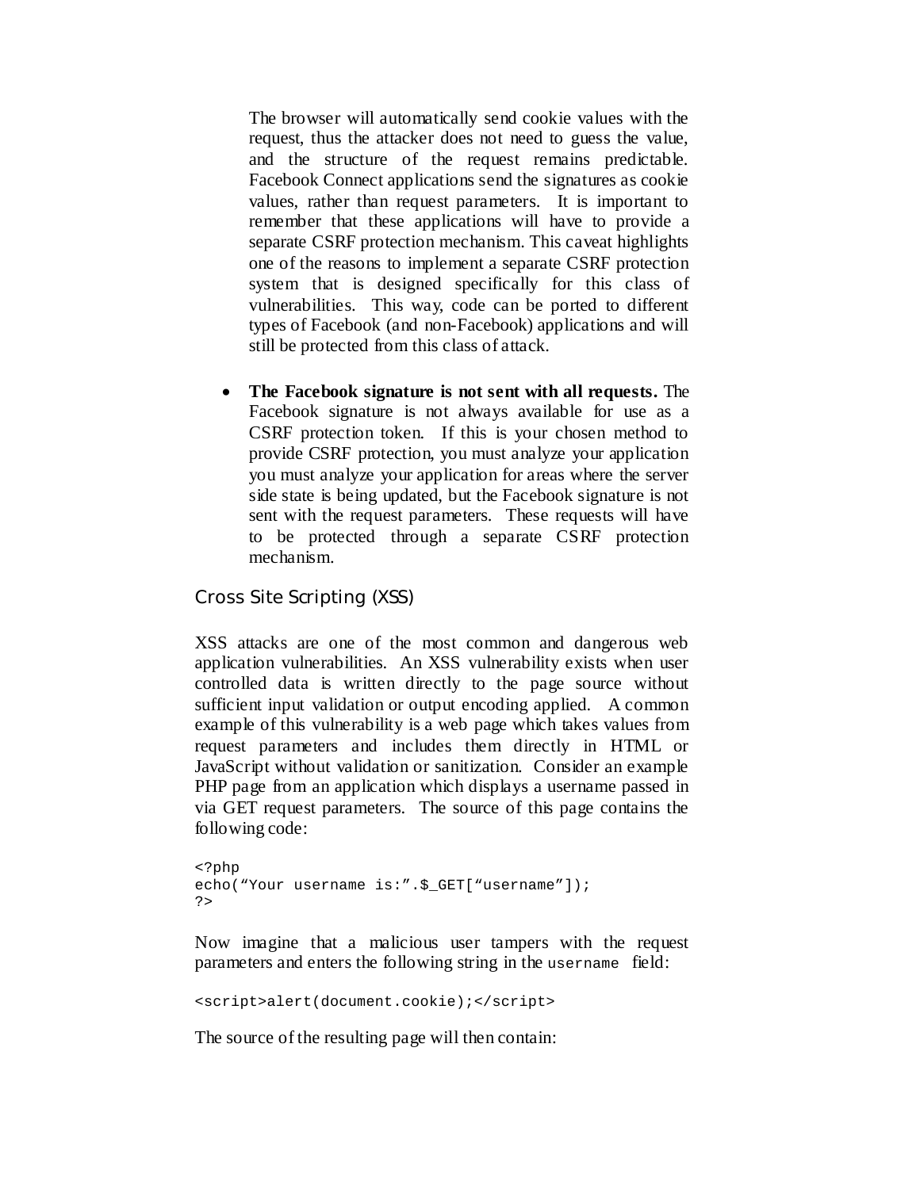The browser will automatically send cookie values with the request, thus the attacker does not need to guess the value, and the structure of the request remains predictable. Facebook Connect applications send the signatures as cookie values, rather than request parameters. It is important to remember that these applications will have to provide a separate CSRF protection mechanism. This caveat highlights one of the reasons to implement a separate CSRF protection system that is designed specifically for this class of vulnerabilities. This way, code can be ported to different types of Facebook (and non-Facebook) applications and will still be protected from this class of attack.

- **The Facebook signature is not sent with all requests.** The Facebook signature is not always available for use as a CSRF protection token. If this is your chosen method to provide CSRF protection, you must analyze your application you must analyze your application for areas where the server side state is being updated, but the Facebook signature is not sent with the request parameters. These requests will have to be protected through a separate CSRF protection mechanism.

### Cross Site Scripting (XSS)

XSS attacks are one of the most common and dangerous web application vulnerabilities. An XSS vulnerability exists when user controlled data is written directly to the page source without sufficient input validation or output encoding applied. A common example of this vulnerability is a web page which takes values from request parameters and includes them directly in HTML or JavaScript without validation or sanitization. Consider an example PHP page from an application which displays a username passed in via GET request parameters. The source of this page contains the following code:

```
<?php
echo("Your username is:".$_GET["username"]);
?>
```

Now imagine that a malicious user tampers with the request parameters and enters the following string in the `username` field:

```
<script>alert(document.cookie);</script>
```

The source of the resulting page will then contain: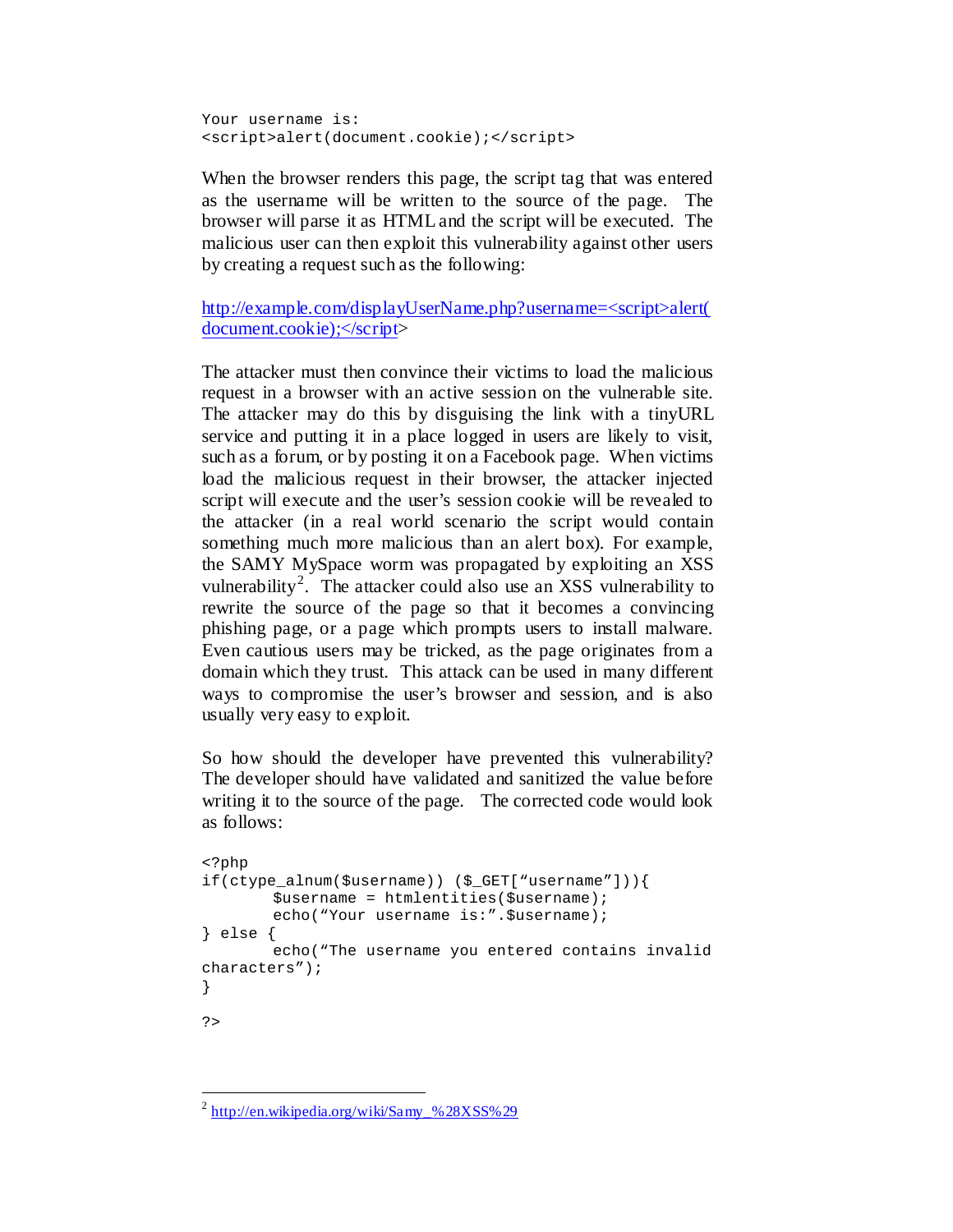```
Your username is:
<script>alert(document.cookie);</script>
```

When the browser renders this page, the script tag that was entered as the username will be written to the source of the page. The browser will parse it as HTML and the script will be executed. The malicious user can then exploit this vulnerability against other users by creating a request such as the following:

http://example.com/displayUserName.php?username=<script>alert(document.cookie);</script>

The attacker must then convince their victims to load the malicious request in a browser with an active session on the vulnerable site. The attacker may do this by disguising the link with a tinyURL service and putting it in a place logged in users are likely to visit, such as a forum, or by posting it on a Facebook page. When victims load the malicious request in their browser, the attacker injected script will execute and the user's session cookie will be revealed to the attacker (in a real world scenario the script would contain something much more malicious than an alert box). For example, the SAMY MySpace worm was propagated by exploiting an XSS vulnerability[2]. The attacker could also use an XSS vulnerability to rewrite the source of the page so that it becomes a convincing phishing page, or a page which prompts users to install malware. Even cautious users may be tricked, as the page originates from a domain which they trust. This attack can be used in many different ways to compromise the user's browser and session, and is also usually very easy to exploit.

So how should the developer have prevented this vulnerability? The developer should have validated and sanitized the value before writing it to the source of the page. The corrected code would look as follows:

```
<?php
if(ctype_alnum($username)) ($_GET["username"])){
        $username = htmlentities($username);
        echo("Your username is:".$username);
} else {
        echo("The username you entered contains invalid
characters");
}

?>
```

[2] http://en.wikipedia.org/wiki/Samy_%28XSS%29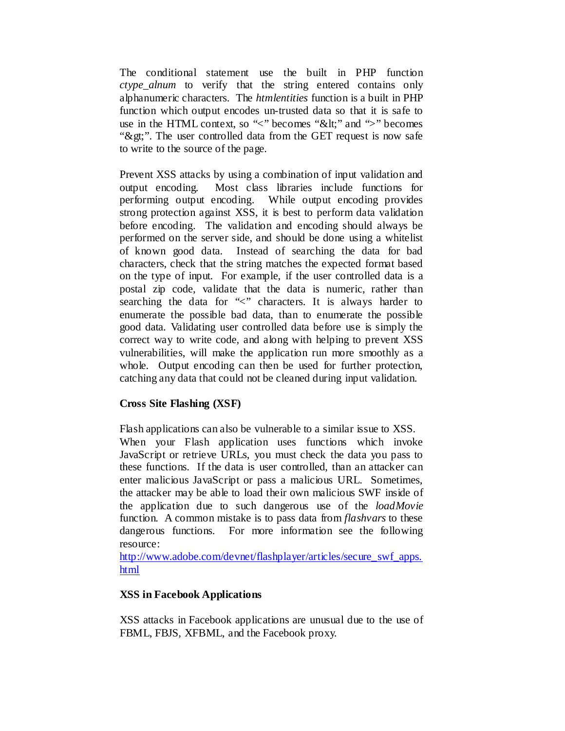The conditional statement use the built in PHP function *ctype_alnum* to verify that the string entered contains only alphanumeric characters. The *htmlentities* function is a built in PHP function which output encodes un-trusted data so that it is safe to use in the HTML context, so "<" becomes "&lt;" and ">" becomes "&gt;". The user controlled data from the GET request is now safe to write to the source of the page.

Prevent XSS attacks by using a combination of input validation and output encoding. Most class libraries include functions for performing output encoding. While output encoding provides strong protection against XSS, it is best to perform data validation before encoding. The validation and encoding should always be performed on the server side, and should be done using a whitelist of known good data. Instead of searching the data for bad characters, check that the string matches the expected format based on the type of input. For example, if the user controlled data is a postal zip code, validate that the data is numeric, rather than searching the data for "<" characters. It is always harder to enumerate the possible bad data, than to enumerate the possible good data. Validating user controlled data before use is simply the correct way to write code, and along with helping to prevent XSS vulnerabilities, will make the application run more smoothly as a whole. Output encoding can then be used for further protection, catching any data that could not be cleaned during input validation.

**Cross Site Flashing (XSF)**

Flash applications can also be vulnerable to a similar issue to XSS. When your Flash application uses functions which invoke JavaScript or retrieve URLs, you must check the data you pass to these functions. If the data is user controlled, than an attacker can enter malicious JavaScript or pass a malicious URL. Sometimes, the attacker may be able to load their own malicious SWF inside of the application due to such dangerous use of the *loadMovie* function. A common mistake is to pass data from *flashvars* to these dangerous functions. For more information see the following resource:
http://www.adobe.com/devnet/flashplayer/articles/secure_swf_apps.html

**XSS in Facebook Applications**

XSS attacks in Facebook applications are unusual due to the use of FBML, FBJS, XFBML, and the Facebook proxy.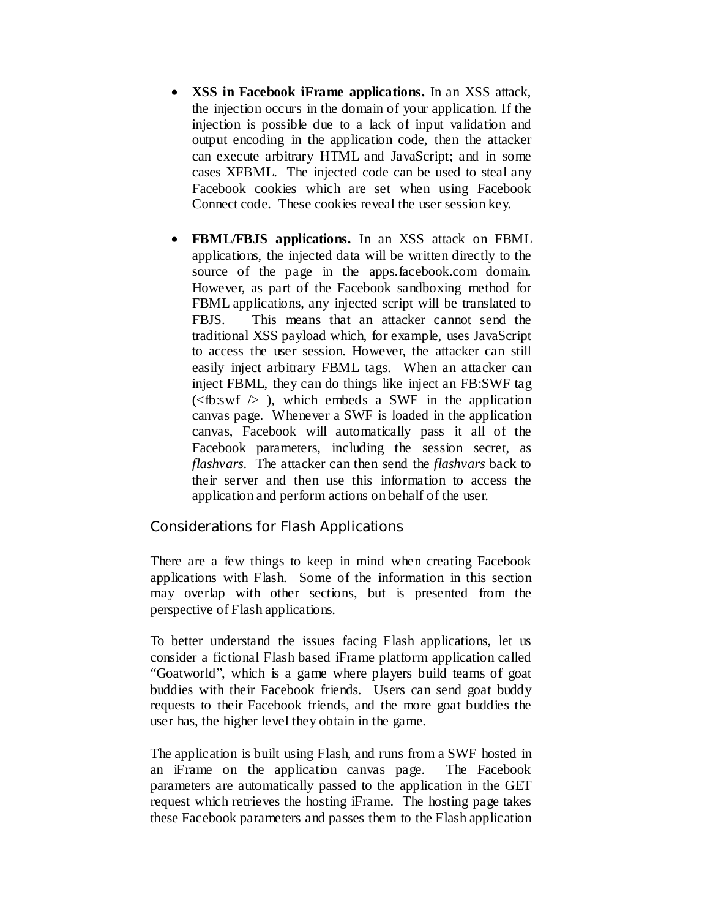- **XSS in Facebook iFrame applications.** In an XSS attack, the injection occurs in the domain of your application. If the injection is possible due to a lack of input validation and output encoding in the application code, then the attacker can execute arbitrary HTML and JavaScript; and in some cases XFBML. The injected code can be used to steal any Facebook cookies which are set when using Facebook Connect code. These cookies reveal the user session key.

- **FBML/FBJS applications.** In an XSS attack on FBML applications, the injected data will be written directly to the source of the page in the apps.facebook.com domain. However, as part of the Facebook sandboxing method for FBML applications, any injected script will be translated to FBJS. This means that an attacker cannot send the traditional XSS payload which, for example, uses JavaScript to access the user session. However, the attacker can still easily inject arbitrary FBML tags. When an attacker can inject FBML, they can do things like inject an FB:SWF tag (<fb:swf /> ), which embeds a SWF in the application canvas page. Whenever a SWF is loaded in the application canvas, Facebook will automatically pass it all of the Facebook parameters, including the session secret, as *flashvars*. The attacker can then send the *flashvars* back to their server and then use this information to access the application and perform actions on behalf of the user.

## Considerations for Flash Applications

There are a few things to keep in mind when creating Facebook applications with Flash. Some of the information in this section may overlap with other sections, but is presented from the perspective of Flash applications.

To better understand the issues facing Flash applications, let us consider a fictional Flash based iFrame platform application called "Goatworld", which is a game where players build teams of goat buddies with their Facebook friends. Users can send goat buddy requests to their Facebook friends, and the more goat buddies the user has, the higher level they obtain in the game.

The application is built using Flash, and runs from a SWF hosted in an iFrame on the application canvas page. The Facebook parameters are automatically passed to the application in the GET request which retrieves the hosting iFrame. The hosting page takes these Facebook parameters and passes them to the Flash application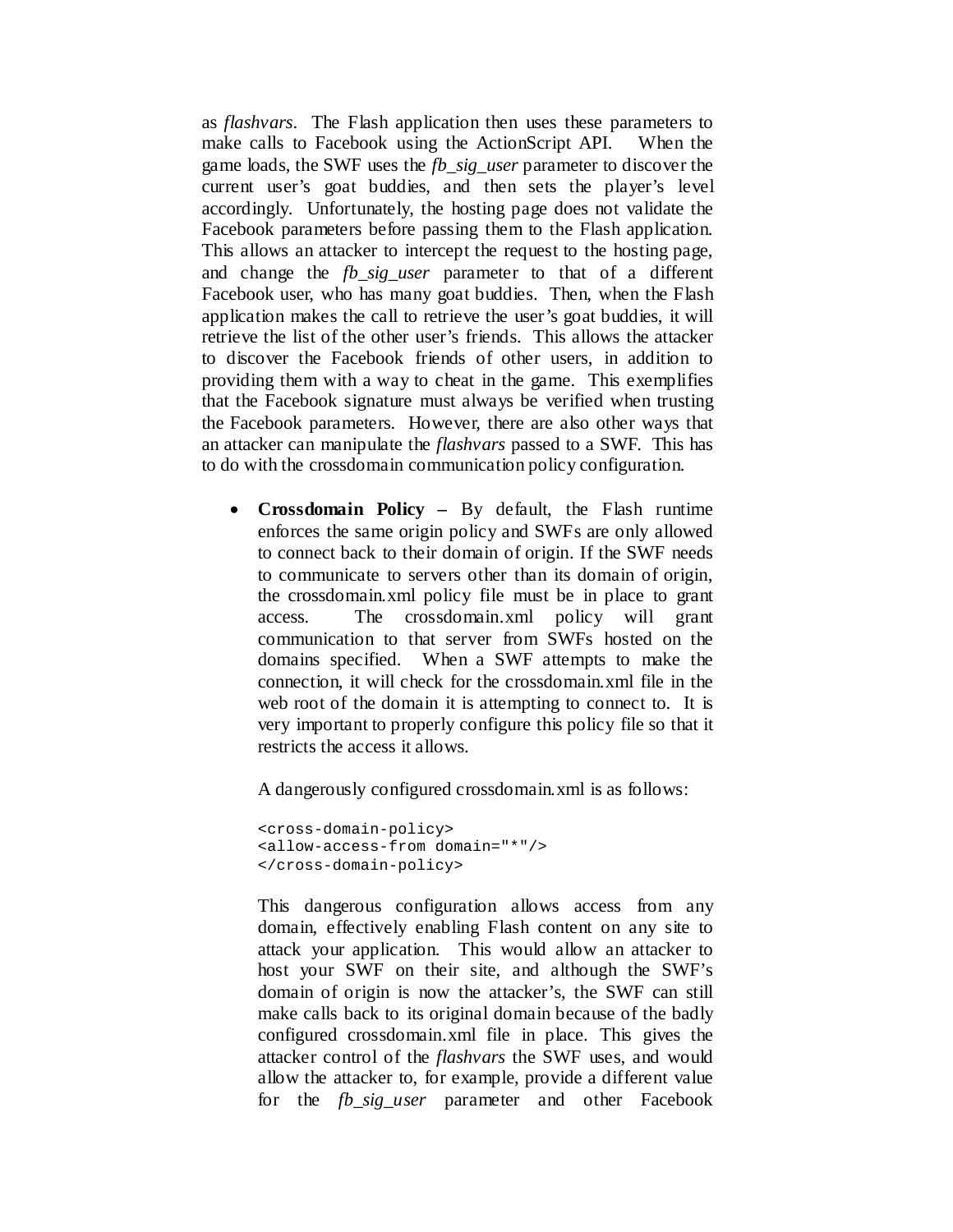as *flashvars*. The Flash application then uses these parameters to make calls to Facebook using the ActionScript API. When the game loads, the SWF uses the *fb_sig_user* parameter to discover the current user's goat buddies, and then sets the player's level accordingly. Unfortunately, the hosting page does not validate the Facebook parameters before passing them to the Flash application. This allows an attacker to intercept the request to the hosting page, and change the *fb_sig_user* parameter to that of a different Facebook user, who has many goat buddies. Then, when the Flash application makes the call to retrieve the user's goat buddies, it will retrieve the list of the other user's friends. This allows the attacker to discover the Facebook friends of other users, in addition to providing them with a way to cheat in the game. This exemplifies that the Facebook signature must always be verified when trusting the Facebook parameters. However, there are also other ways that an attacker can manipulate the *flashvars* passed to a SWF. This has to do with the crossdomain communication policy configuration.

- **Crossdomain Policy –** By default, the Flash runtime enforces the same origin policy and SWFs are only allowed to connect back to their domain of origin. If the SWF needs to communicate to servers other than its domain of origin, the crossdomain.xml policy file must be in place to grant access. The crossdomain.xml policy will grant communication to that server from SWFs hosted on the domains specified. When a SWF attempts to make the connection, it will check for the crossdomain.xml file in the web root of the domain it is attempting to connect to. It is very important to properly configure this policy file so that it restricts the access it allows.

  A dangerously configured crossdomain.xml is as follows:

  ```
  <cross-domain-policy>
  <allow-access-from domain="*"/>
  </cross-domain-policy>
  ```

  This dangerous configuration allows access from any domain, effectively enabling Flash content on any site to attack your application. This would allow an attacker to host your SWF on their site, and although the SWF's domain of origin is now the attacker's, the SWF can still make calls back to its original domain because of the badly configured crossdomain.xml file in place. This gives the attacker control of the *flashvars* the SWF uses, and would allow the attacker to, for example, provide a different value for the *fb_sig_user* parameter and other Facebook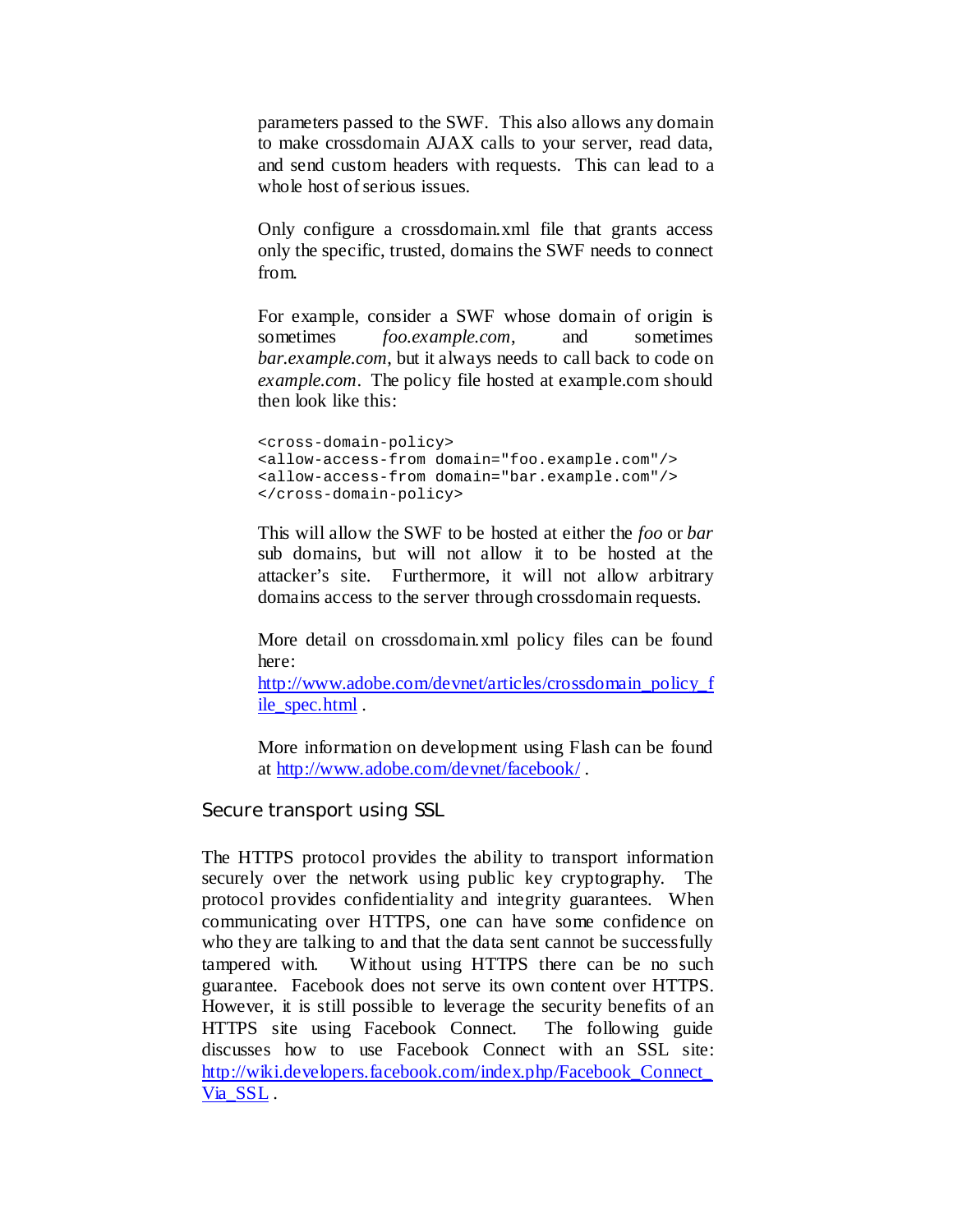parameters passed to the SWF. This also allows any domain to make crossdomain AJAX calls to your server, read data, and send custom headers with requests. This can lead to a whole host of serious issues.

Only configure a crossdomain.xml file that grants access only the specific, trusted, domains the SWF needs to connect from.

For example, consider a SWF whose domain of origin is sometimes *foo.example.com*, and sometimes *bar.example.com*, but it always needs to call back to code on *example.com*. The policy file hosted at example.com should then look like this:

```
<cross-domain-policy>
<allow-access-from domain="foo.example.com"/>
<allow-access-from domain="bar.example.com"/>
</cross-domain-policy>
```

This will allow the SWF to be hosted at either the *foo* or *bar* sub domains, but will not allow it to be hosted at the attacker's site. Furthermore, it will not allow arbitrary domains access to the server through crossdomain requests.

More detail on crossdomain.xml policy files can be found here: [http://www.adobe.com/devnet/articles/crossdomain_policy_file_spec.html](http://www.adobe.com/devnet/articles/crossdomain_policy_file_spec.html) .

More information on development using Flash can be found at [http://www.adobe.com/devnet/facebook/](http://www.adobe.com/devnet/facebook/) .

## Secure transport using SSL

The HTTPS protocol provides the ability to transport information securely over the network using public key cryptography. The protocol provides confidentiality and integrity guarantees. When communicating over HTTPS, one can have some confidence on who they are talking to and that the data sent cannot be successfully tampered with. Without using HTTPS there can be no such guarantee. Facebook does not serve its own content over HTTPS. However, it is still possible to leverage the security benefits of an HTTPS site using Facebook Connect. The following guide discusses how to use Facebook Connect with an SSL site: [http://wiki.developers.facebook.com/index.php/Facebook_Connect_Via_SSL](http://wiki.developers.facebook.com/index.php/Facebook_Connect_Via_SSL) .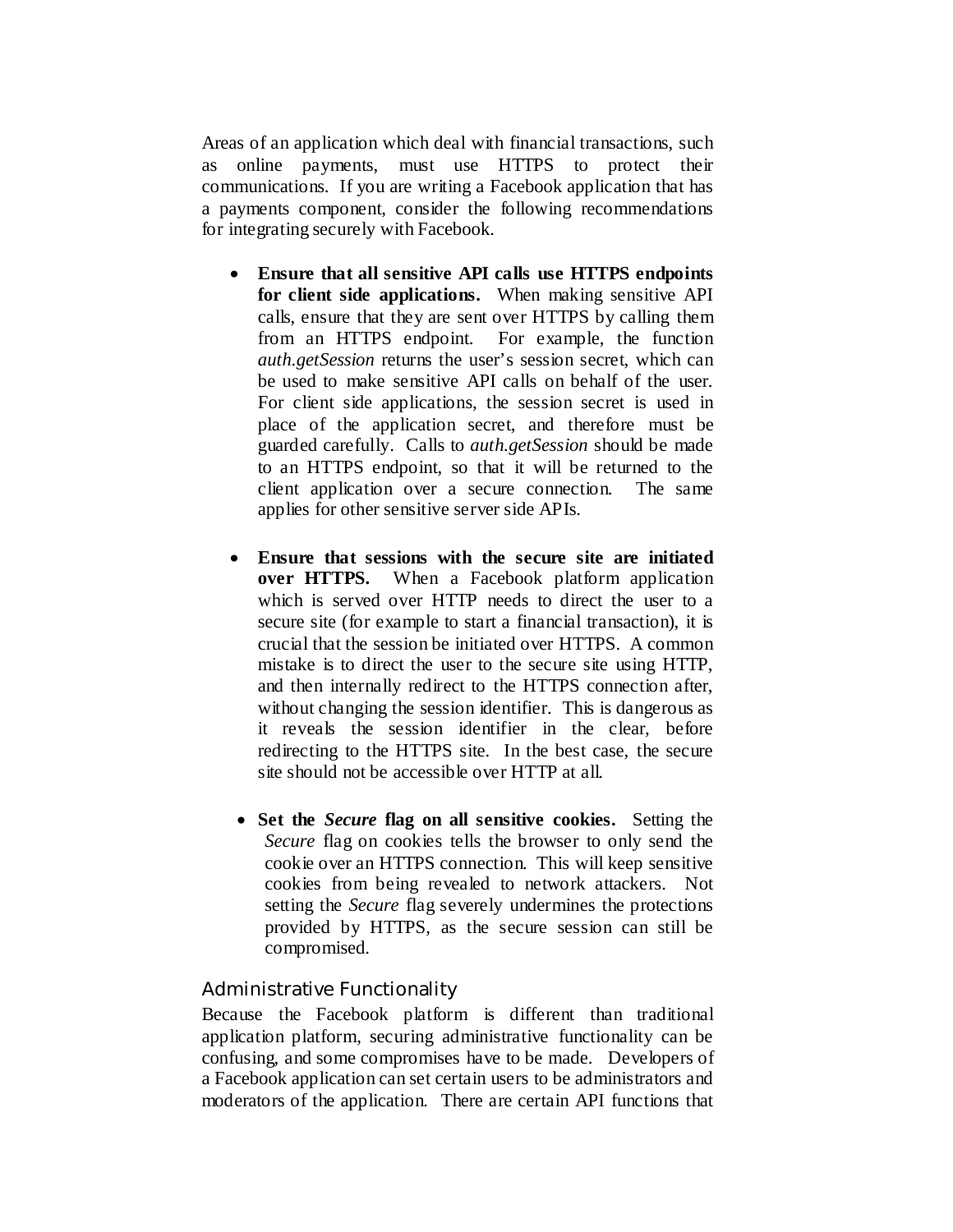Areas of an application which deal with financial transactions, such as online payments, must use HTTPS to protect their communications. If you are writing a Facebook application that has a payments component, consider the following recommendations for integrating securely with Facebook.

- **Ensure that all sensitive API calls use HTTPS endpoints for client side applications.** When making sensitive API calls, ensure that they are sent over HTTPS by calling them from an HTTPS endpoint. For example, the function *auth.getSession* returns the user's session secret, which can be used to make sensitive API calls on behalf of the user. For client side applications, the session secret is used in place of the application secret, and therefore must be guarded carefully. Calls to *auth.getSession* should be made to an HTTPS endpoint, so that it will be returned to the client application over a secure connection. The same applies for other sensitive server side APIs.

- **Ensure that sessions with the secure site are initiated over HTTPS.** When a Facebook platform application which is served over HTTP needs to direct the user to a secure site (for example to start a financial transaction), it is crucial that the session be initiated over HTTPS. A common mistake is to direct the user to the secure site using HTTP, and then internally redirect to the HTTPS connection after, without changing the session identifier. This is dangerous as it reveals the session identifier in the clear, before redirecting to the HTTPS site. In the best case, the secure site should not be accessible over HTTP at all.

- **Set the *Secure* flag on all sensitive cookies.** Setting the *Secure* flag on cookies tells the browser to only send the cookie over an HTTPS connection. This will keep sensitive cookies from being revealed to network attackers. Not setting the *Secure* flag severely undermines the protections provided by HTTPS, as the secure session can still be compromised.

### Administrative Functionality

Because the Facebook platform is different than traditional application platform, securing administrative functionality can be confusing, and some compromises have to be made. Developers of a Facebook application can set certain users to be administrators and moderators of the application. There are certain API functions that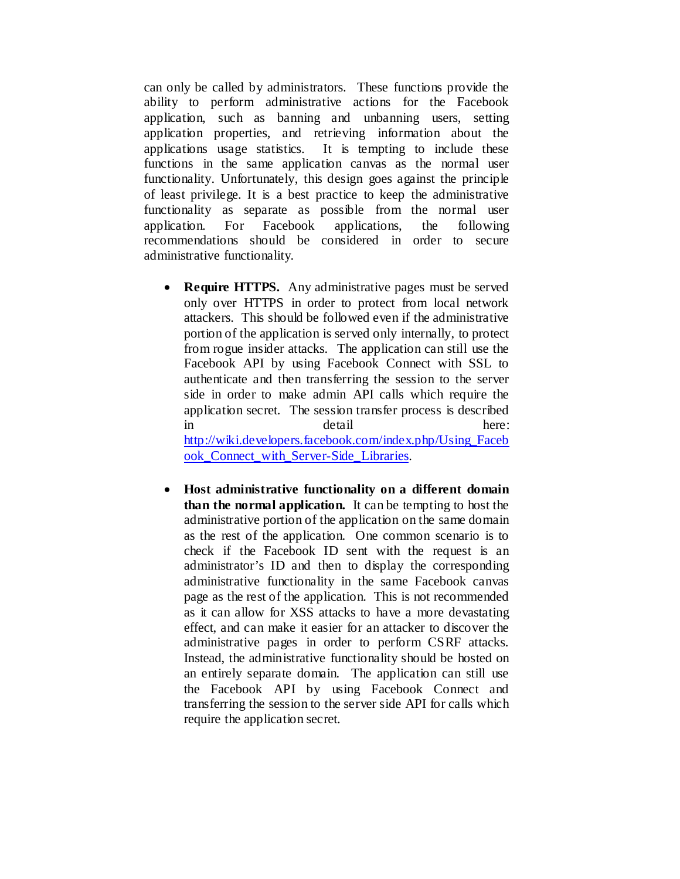can only be called by administrators. These functions provide the ability to perform administrative actions for the Facebook application, such as banning and unbanning users, setting application properties, and retrieving information about the applications usage statistics. It is tempting to include these functions in the same application canvas as the normal user functionality. Unfortunately, this design goes against the principle of least privilege. It is a best practice to keep the administrative functionality as separate as possible from the normal user application. For Facebook applications, the following recommendations should be considered in order to secure administrative functionality.

- **Require HTTPS.** Any administrative pages must be served only over HTTPS in order to protect from local network attackers. This should be followed even if the administrative portion of the application is served only internally, to protect from rogue insider attacks. The application can still use the Facebook API by using Facebook Connect with SSL to authenticate and then transferring the session to the server side in order to make admin API calls which require the application secret. The session transfer process is described in detail here: http://wiki.developers.facebook.com/index.php/Using_Facebook_Connect_with_Server-Side_Libraries.

- **Host administrative functionality on a different domain than the normal application.** It can be tempting to host the administrative portion of the application on the same domain as the rest of the application. One common scenario is to check if the Facebook ID sent with the request is an administrator's ID and then to display the corresponding administrative functionality in the same Facebook canvas page as the rest of the application. This is not recommended as it can allow for XSS attacks to have a more devastating effect, and can make it easier for an attacker to discover the administrative pages in order to perform CSRF attacks. Instead, the administrative functionality should be hosted on an entirely separate domain. The application can still use the Facebook API by using Facebook Connect and transferring the session to the server side API for calls which require the application secret.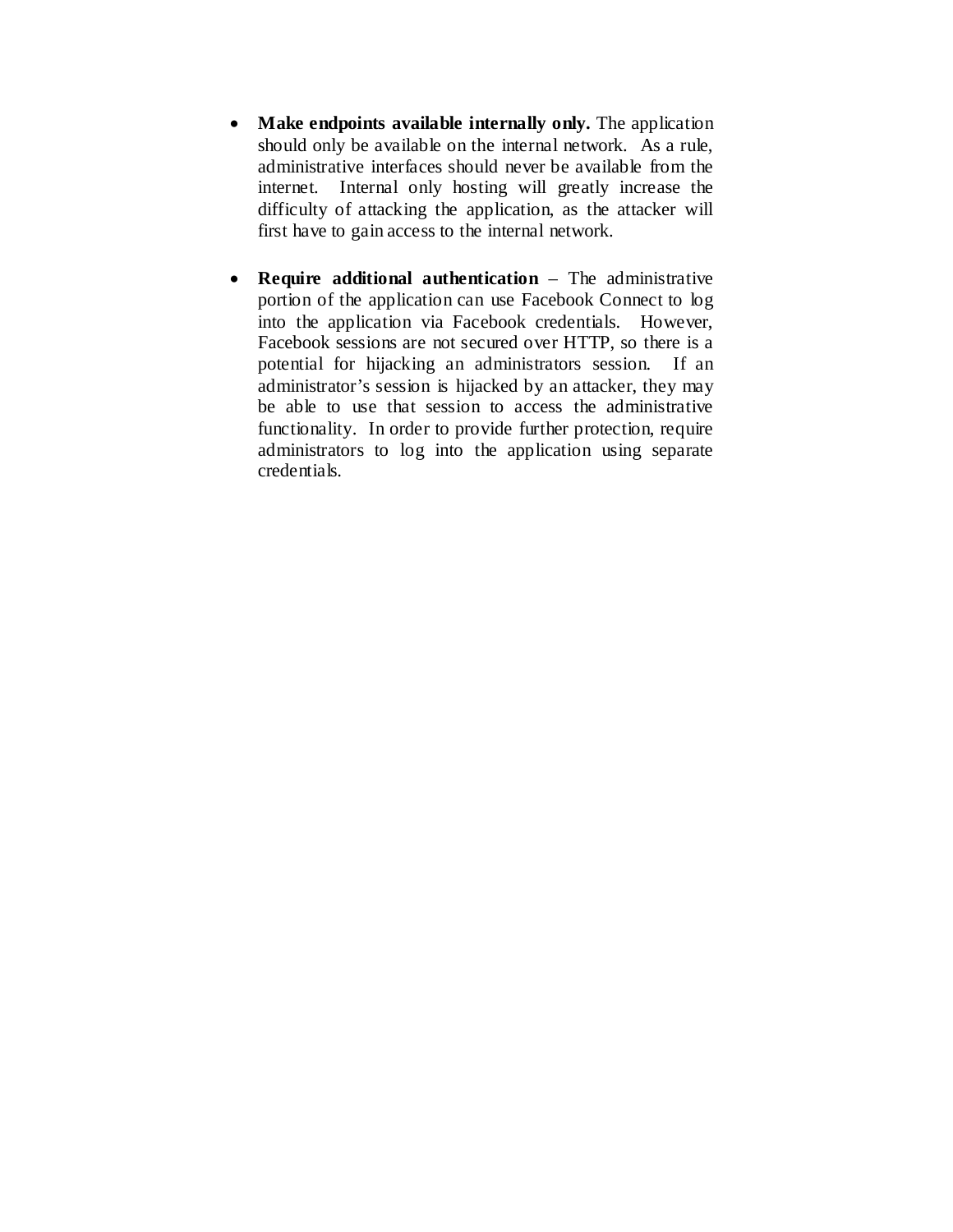- **Make endpoints available internally only.** The application should only be available on the internal network. As a rule, administrative interfaces should never be available from the internet. Internal only hosting will greatly increase the difficulty of attacking the application, as the attacker will first have to gain access to the internal network.

- **Require additional authentication** – The administrative portion of the application can use Facebook Connect to log into the application via Facebook credentials. However, Facebook sessions are not secured over HTTP, so there is a potential for hijacking an administrators session. If an administrator's session is hijacked by an attacker, they may be able to use that session to access the administrative functionality. In order to provide further protection, require administrators to log into the application using separate credentials.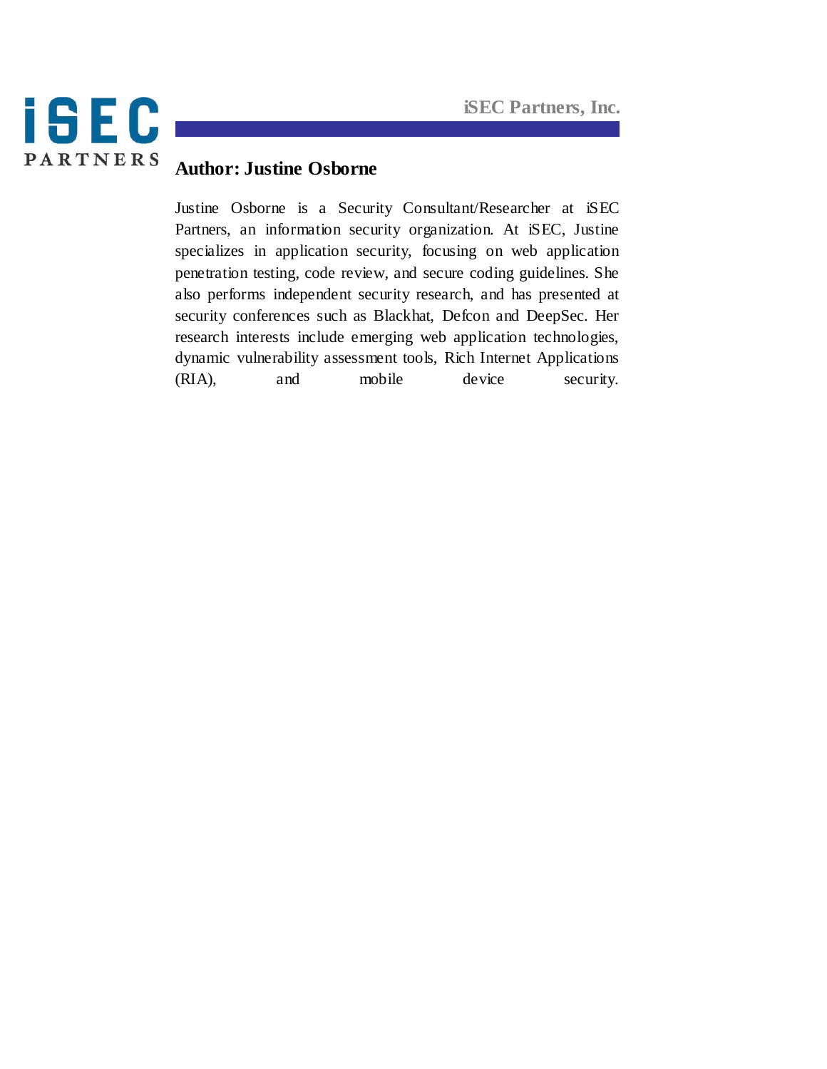## Author: Justine Osborne

Justine Osborne is a Security Consultant/Researcher at iSEC Partners, an information security organization. At iSEC, Justine specializes in application security, focusing on web application penetration testing, code review, and secure coding guidelines. She also performs independent security research, and has presented at security conferences such as Blackhat, Defcon and DeepSec. Her research interests include emerging web application technologies, dynamic vulnerability assessment tools, Rich Internet Applications (RIA), and mobile device security.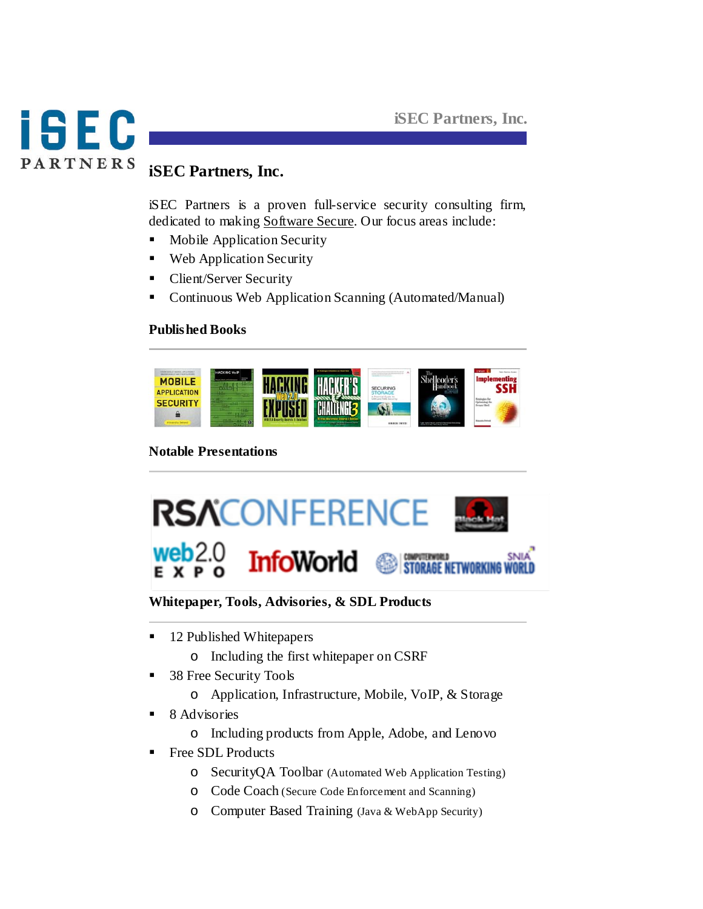# iSEC Partners, Inc.

iSEC Partners is a proven full-service security consulting firm, dedicated to making Software Secure. Our focus areas include:

- Mobile Application Security
- Web Application Security
- Client/Server Security
- Continuous Web Application Scanning (Automated/Manual)

**Published Books**

**Notable Presentations**

**Whitepaper, Tools, Advisories, & SDL Products**

- 12 Published Whitepapers
  - Including the first whitepaper on CSRF
- 38 Free Security Tools
  - Application, Infrastructure, Mobile, VoIP, & Storage
- 8 Advisories
  - Including products from Apple, Adobe, and Lenovo
- Free SDL Products
  - SecurityQA Toolbar (Automated Web Application Testing)
  - Code Coach (Secure Code Enforcement and Scanning)
  - Computer Based Training (Java & WebApp Security)